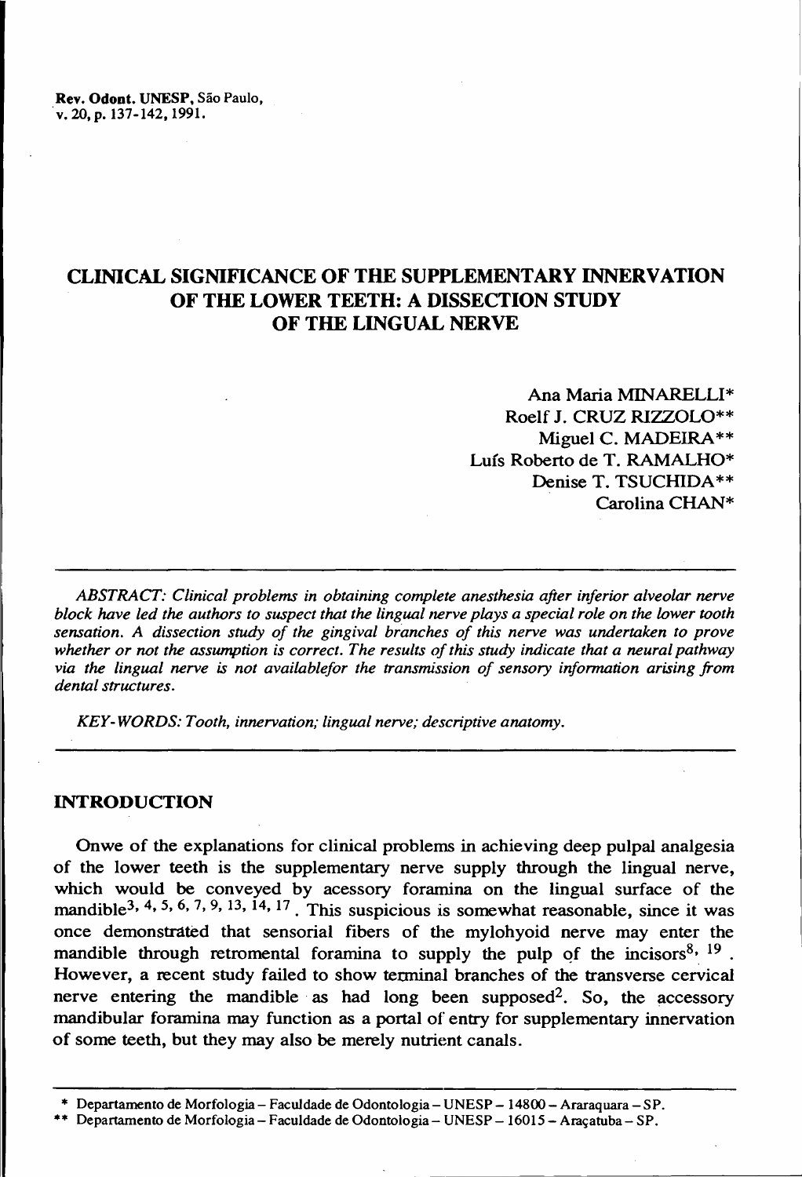# CLINICAL SIGNIFICANCE OF THE SUPPLEMENTARY INNERVATION OF THE LOWER TEETH: A DISSECTION STUDY OF THE LINGUAL NERVE

Ana Maria MINARELLI*
Roelf J. CRUZ RIZZOLO**
Miguel C. MADEIRA**
Luís Roberto de T. RAMALHO*
Denise T. TSUCHIDA**
Carolina CHAN*

---

*ABSTRACT: Clinical problems in obtaining complete anesthesia after inferior alveolar nerve block have led the authors to suspect that the lingual nerve plays a special role on the lower tooth sensation. A dissection study of the gingival branches of this nerve was undertaken to prove whether or not the assumption is correct. The results of this study indicate that a neural pathway via the lingual nerve is not availablefor the transmission of sensory information arising from dental structures.*

*KEY-WORDS: Tooth, innervation; lingual nerve; descriptive anatomy.*

---

## INTRODUCTION

Onwe of the explanations for clinical problems in achieving deep pulpal analgesia of the lower teeth is the supplementary nerve supply through the lingual nerve, which would be conveyed by acessory foramina on the lingual surface of the mandible[3, 4, 5, 6, 7, 9, 13, 14, 17]. This suspicious is somewhat reasonable, since it was once demonstrated that sensorial fibers of the mylohyoid nerve may enter the mandible through retromental foramina to supply the pulp of the incisors[8, 19]. However, a recent study failed to show terminal branches of the transverse cervical nerve entering the mandible as had long been supposed[2]. So, the accessory mandibular foramina may function as a portal of entry for supplementary innervation of some teeth, but they may also be merely nutrient canals.

* Departamento de Morfologia – Faculdade de Odontologia – UNESP – 14800 – Araraquara – SP.
** Departamento de Morfologia – Faculdade de Odontologia – UNESP – 16015 – Araçatuba – SP.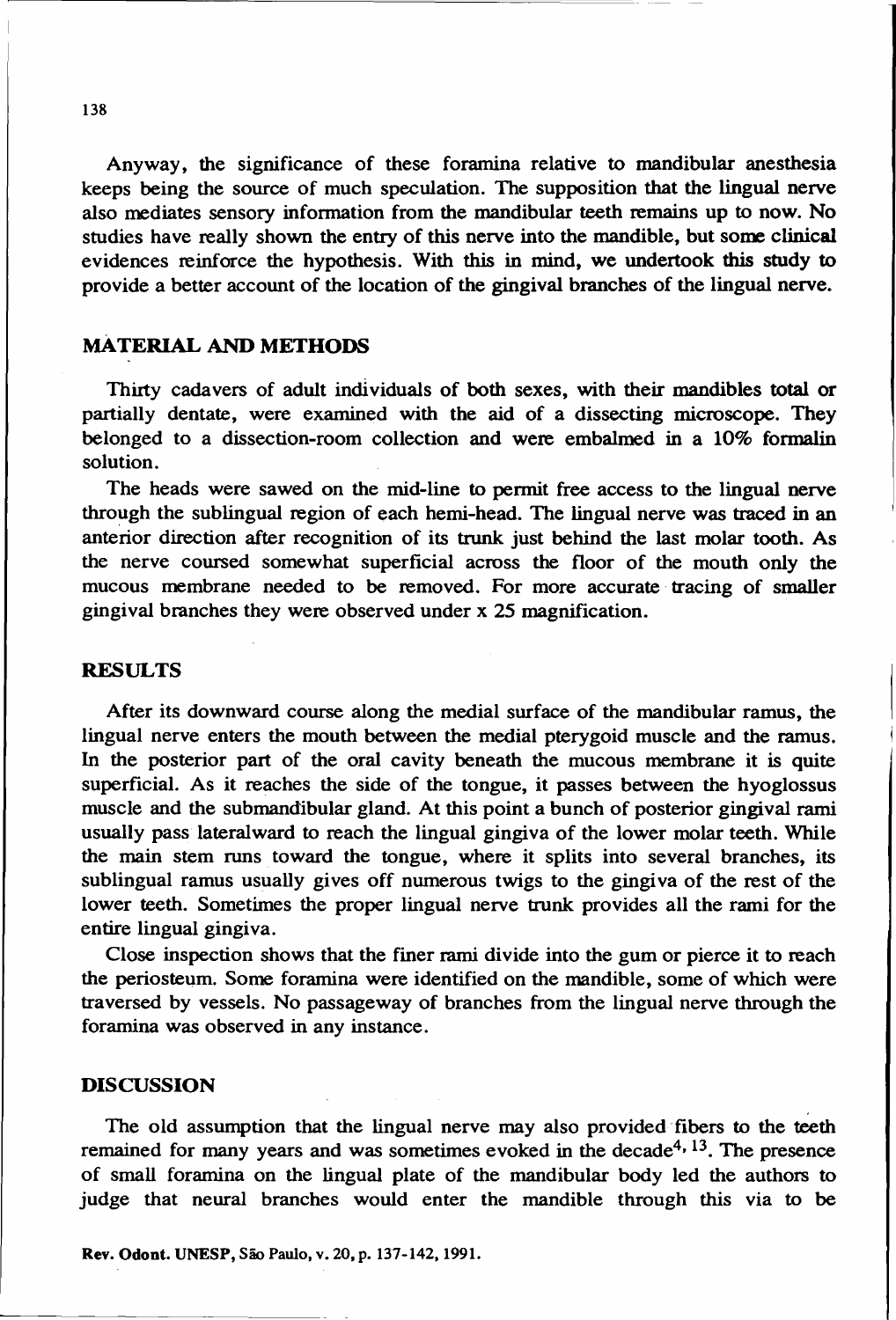Anyway, the significance of these foramina relative to mandibular anesthesia keeps being the source of much speculation. The supposition that the lingual nerve also mediates sensory information from the mandibular teeth remains up to now. No studies have really shown the entry of this nerve into the mandible, but some clinical evidences reinforce the hypothesis. With this in mind, we undertook this study to provide a better account of the location of the gingival branches of the lingual nerve.

## MATERIAL AND METHODS

Thirty cadavers of adult individuals of both sexes, with their mandibles total or partially dentate, were examined with the aid of a dissecting microscope. They belonged to a dissection-room collection and were embalmed in a 10% formalin solution.

The heads were sawed on the mid-line to permit free access to the lingual nerve through the sublingual region of each hemi-head. The lingual nerve was traced in an anterior direction after recognition of its trunk just behind the last molar tooth. As the nerve coursed somewhat superficial across the floor of the mouth only the mucous membrane needed to be removed. For more accurate tracing of smaller gingival branches they were observed under x 25 magnification.

## RESULTS

After its downward course along the medial surface of the mandibular ramus, the lingual nerve enters the mouth between the medial pterygoid muscle and the ramus. In the posterior part of the oral cavity beneath the mucous membrane it is quite superficial. As it reaches the side of the tongue, it passes between the hyoglossus muscle and the submandibular gland. At this point a bunch of posterior gingival rami usually pass lateralward to reach the lingual gingiva of the lower molar teeth. While the main stem runs toward the tongue, where it splits into several branches, its sublingual ramus usually gives off numerous twigs to the gingiva of the rest of the lower teeth. Sometimes the proper lingual nerve trunk provides all the rami for the entire lingual gingiva.

Close inspection shows that the finer rami divide into the gum or pierce it to reach the periosteum. Some foramina were identified on the mandible, some of which were traversed by vessels. No passageway of branches from the lingual nerve through the foramina was observed in any instance.

## DISCUSSION

The old assumption that the lingual nerve may also provided fibers to the teeth remained for many years and was sometimes evoked in the decade[4, 13]. The presence of small foramina on the lingual plate of the mandibular body led the authors to judge that neural branches would enter the mandible through this via to be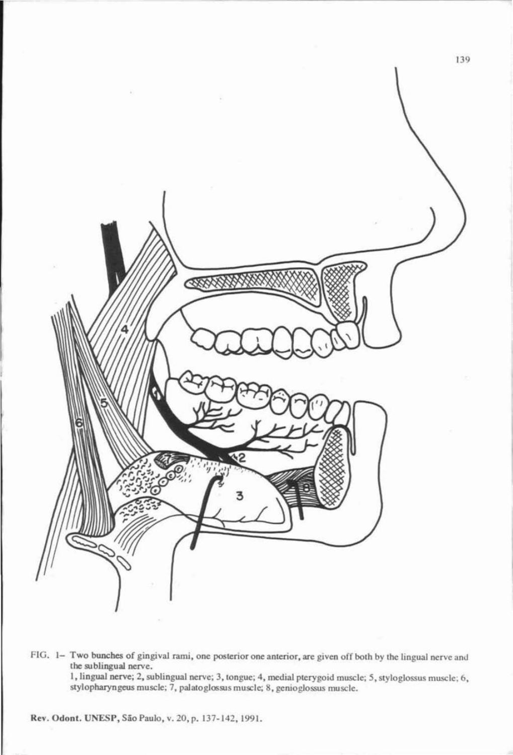FIG. 1– Two bunches of gingival rami, one posterior one anterior, are given off both by the lingual nerve and the sublingual nerve.
1, lingual nerve; 2, sublingual nerve; 3, tongue; 4, medial pterygoid muscle; 5, styloglossus muscle; 6, stylopharyngeus muscle; 7, palatoglossus muscle; 8, genioglossus muscle.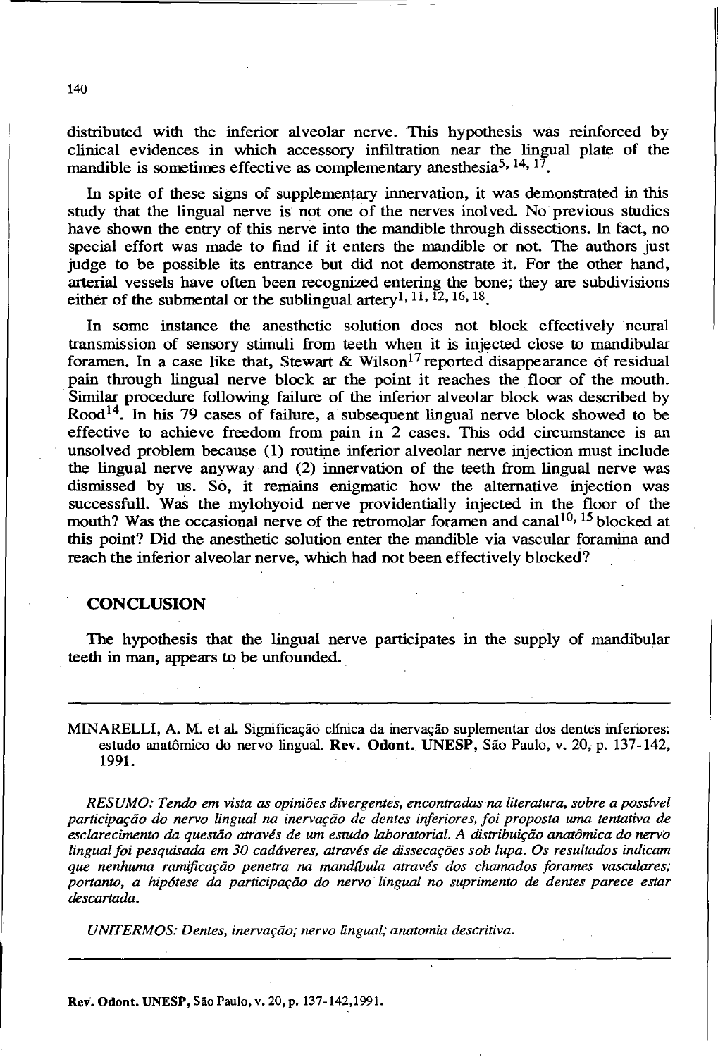distributed with the inferior alveolar nerve. This hypothesis was reinforced by clinical evidences in which accessory infiltration near the lingual plate of the mandible is sometimes effective as complementary anesthesia[5, 14, 17].

In spite of these signs of supplementary innervation, it was demonstrated in this study that the lingual nerve is not one of the nerves inolved. No previous studies have shown the entry of this nerve into the mandible through dissections. In fact, no special effort was made to find if it enters the mandible or not. The authors just judge to be possible its entrance but did not demonstrate it. For the other hand, arterial vessels have often been recognized entering the bone; they are subdivisions either of the submental or the sublingual artery[1, 11, 12, 16, 18].

In some instance the anesthetic solution does not block effectively neural transmission of sensory stimuli from teeth when it is injected close to mandibular foramen. In a case like that, Stewart & Wilson[17] reported disappearance of residual pain through lingual nerve block ar the point it reaches the floor of the mouth. Similar procedure following failure of the inferior alveolar block was described by Rood[14]. In his 79 cases of failure, a subsequent lingual nerve block showed to be effective to achieve freedom from pain in 2 cases. This odd circumstance is an unsolved problem because (1) routine inferior alveolar nerve injection must include the lingual nerve anyway and (2) innervation of the teeth from lingual nerve was dismissed by us. So, it remains enigmatic how the alternative injection was successfull. Was the mylohyoid nerve providentially injected in the floor of the mouth? Was the occasional nerve of the retromolar foramen and canal[10, 15] blocked at this point? Did the anesthetic solution enter the mandible via vascular foramina and reach the inferior alveolar nerve, which had not been effectively blocked?

## CONCLUSION

**The hypothesis that the lingual nerve participates in the supply of mandibular teeth in man, appears to be unfounded.**

---

MINARELLI, A. M. et al. Significação clínica da inervação suplementar dos dentes inferiores: estudo anatômico do nervo lingual. **Rev. Odont. UNESP**, São Paulo, v. 20, p. 137-142, 1991.

*RESUMO: Tendo em vista as opiniões divergentes, encontradas na literatura, sobre a possível participação do nervo lingual na inervação de dentes inferiores, foi proposta uma tentativa de esclarecimento da questão através de um estudo laboratorial. A distribuição anatômica do nervo lingual foi pesquisada em 30 cadáveres, através de dissecações sob lupa. Os resultados indicam que nenhuma ramificação penetra na mandíbula através dos chamados forames vasculares; portanto, a hipótese da participação do nervo lingual no suprimento de dentes parece estar descartada.*

*UNITERMOS: Dentes, inervação; nervo lingual; anatomia descritiva.*

---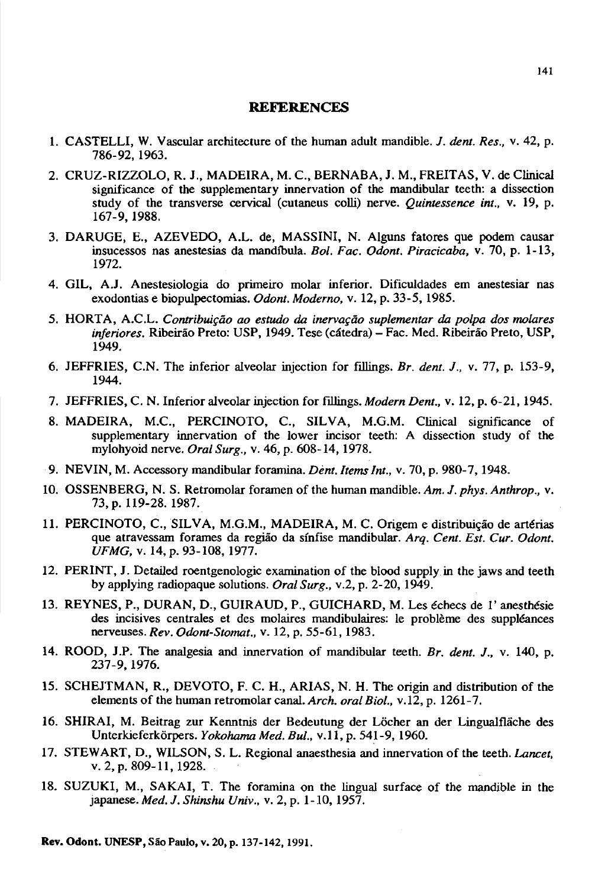## REFERENCES

1. CASTELLI, W. Vascular architecture of the human adult mandible. *J. dent. Res.*, v. 42, p. 786-92, 1963.
2. CRUZ-RIZZOLO, R. J., MADEIRA, M. C., BERNABA, J. M., FREITAS, V. de Clinical significance of the supplementary innervation of the mandibular teeth: a dissection study of the transverse cervical (cutaneus colli) nerve. *Quintessence int.*, v. 19, p. 167-9, 1988.
3. DARUGE, E., AZEVEDO, A.L. de, MASSINI, N. Alguns fatores que podem causar insucessos nas anestesias da mandíbula. *Bol. Fac. Odont. Piracicaba*, v. 70, p. 1-13, 1972.
4. GIL, A.J. Anestesiologia do primeiro molar inferior. Dificuldades em anestesiar nas exodontias e biopulpectomias. *Odont. Moderno*, v. 12, p. 33-5, 1985.
5. HORTA, A.C.L. *Contribuição ao estudo da inervação suplementar da polpa dos molares inferiores.* Ribeirão Preto: USP, 1949. Tese (cátedra) – Fac. Med. Ribeirão Preto, USP, 1949.
6. JEFFRIES, C.N. The inferior alveolar injection for fillings. *Br. dent. J.*, v. 77, p. 153-9, 1944.
7. JEFFRIES, C. N. Inferior alveolar injection for fillings. *Modern Dent.*, v. 12, p. 6-21, 1945.
8. MADEIRA, M.C., PERCINOTO, C., SILVA, M.G.M. Clinical significance of supplementary innervation of the lower incisor teeth: A dissection study of the mylohyoid nerve. *Oral Surg.*, v. 46, p. 608-14, 1978.
9. NEVIN, M. Accessory mandibular foramina. *Dent. Items Int.*, v. 70, p. 980-7, 1948.
10. OSSENBERG, N. S. Retromolar foramen of the human mandible. *Am. J. phys. Anthrop.*, v. 73, p. 119-28. 1987.
11. PERCINOTO, C., SILVA, M.G.M., MADEIRA, M. C. Origem e distribuição de artérias que atravessam forames da região da sínfise mandibular. *Arq. Cent. Est. Cur. Odont. UFMG*, v. 14, p. 93-108, 1977.
12. PERINT, J. Detailed roentgenologic examination of the blood supply in the jaws and teeth by applying radiopaque solutions. *Oral Surg.*, v.2, p. 2-20, 1949.
13. REYNES, P., DURAN, D., GUIRAUD, P., GUICHARD, M. Les échecs de l' anesthésie des incisives centrales et des molaires mandibulaires: le problème des suppléances nerveuses. *Rev. Odont-Stomat.*, v. 12, p. 55-61, 1983.
14. ROOD, J.P. The analgesia and innervation of mandibular teeth. *Br. dent. J.*, v. 140, p. 237-9, 1976.
15. SCHEJTMAN, R., DEVOTO, F. C. H., ARIAS, N. H. The origin and distribution of the elements of the human retromolar canal. *Arch. oral Biol.*, v.12, p. 1261-7.
16. SHIRAI, M. Beitrag zur Kenntnis der Bedeutung der Löcher an der Lingualfläche des Unterkieferkörpers. *Yokohama Med. Bul.*, v.11, p. 541-9, 1960.
17. STEWART, D., WILSON, S. L. Regional anaesthesia and innervation of the teeth. *Lancet*, v. 2, p. 809-11, 1928.
18. SUZUKI, M., SAKAI, T. The foramina on the lingual surface of the mandible in the japanese. *Med. J. Shinshu Univ.*, v. 2, p. 1-10, 1957.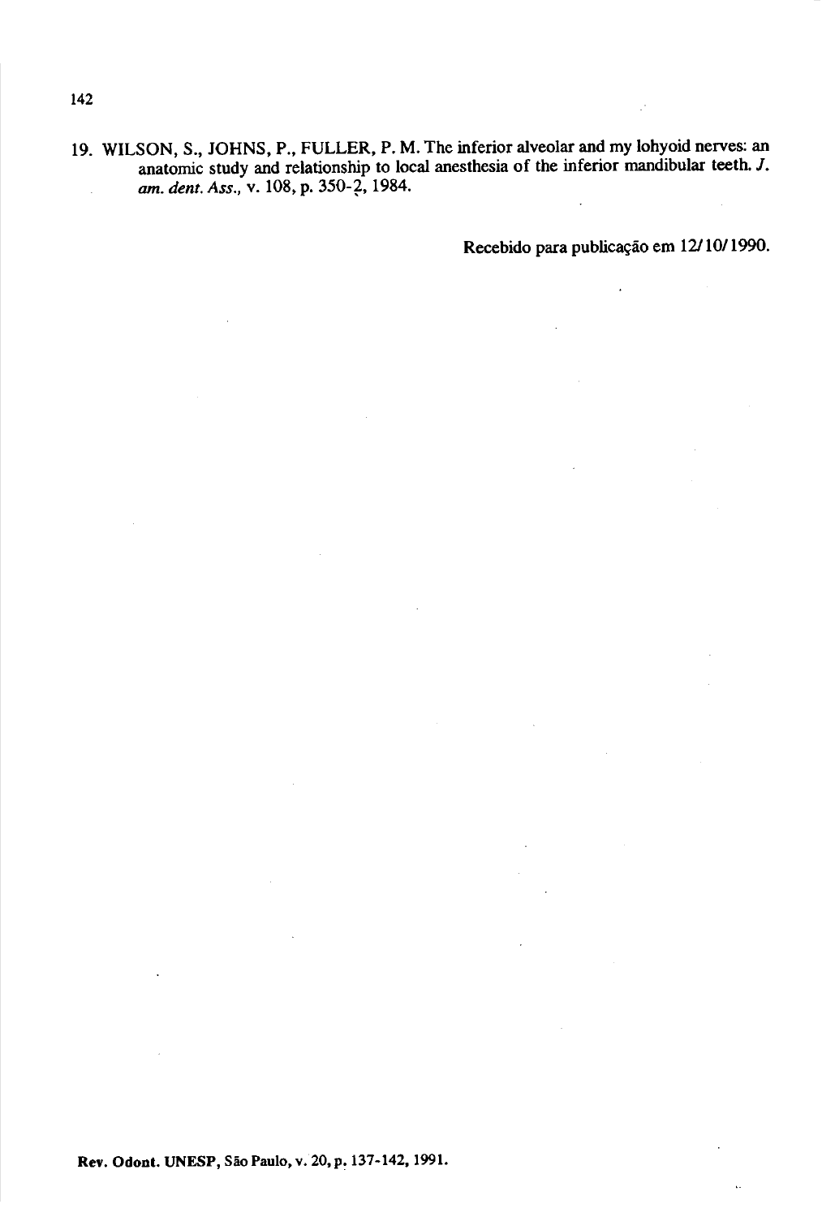19. WILSON, S., JOHNS, P., FULLER, P. M. The inferior alveolar and my lohyoid nerves: an anatomic study and relationship to local anesthesia of the inferior mandibular teeth. *J. am. dent. Ass.*, v. 108, p. 350-2, 1984.

Recebido para publicação em 12/10/1990.